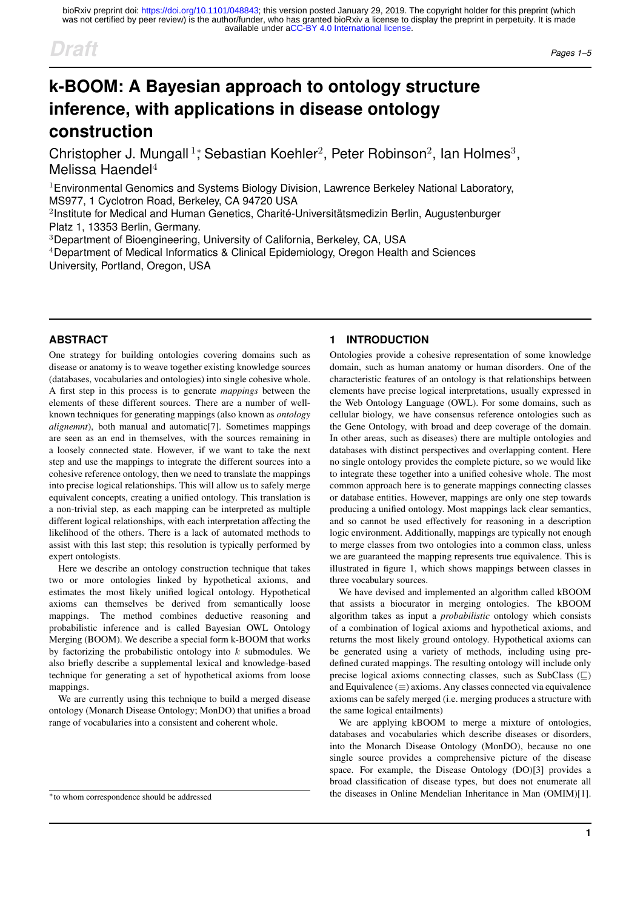# k-BOOM: A Bayesian approach to ontology structure inference, with applications in disease ontology construction

Christopher J. Mungall [1]*, Sebastian Koehler[2], Peter Robinson[2], Ian Holmes[3], Melissa Haendel[4]

[1]Environmental Genomics and Systems Biology Division, Lawrence Berkeley National Laboratory, MS977, 1 Cyclotron Road, Berkeley, CA 94720 USA
[2]Institute for Medical and Human Genetics, Charité-Universitätsmedizin Berlin, Augustenburger Platz 1, 13353 Berlin, Germany.
[3]Department of Bioengineering, University of California, Berkeley, CA, USA
[4]Department of Medical Informatics & Clinical Epidemiology, Oregon Health and Sciences University, Portland, Oregon, USA

## ABSTRACT

One strategy for building ontologies covering domains such as disease or anatomy is to weave together existing knowledge sources (databases, vocabularies and ontologies) into single cohesive whole. A first step in this process is to generate *mappings* between the elements of these different sources. There are a number of well-known techniques for generating mappings (also known as *ontology alignemnt*), both manual and automatic[7]. Sometimes mappings are seen as an end in themselves, with the sources remaining in a loosely connected state. However, if we want to take the next step and use the mappings to integrate the different sources into a cohesive reference ontology, then we need to translate the mappings into precise logical relationships. This will allow us to safely merge equivalent concepts, creating a unified ontology. This translation is a non-trivial step, as each mapping can be interpreted as multiple different logical relationships, with each interpretation affecting the likelihood of the others. There is a lack of automated methods to assist with this last step; this resolution is typically performed by expert ontologists.

Here we describe an ontology construction technique that takes two or more ontologies linked by hypothetical axioms, and estimates the most likely unified logical ontology. Hypothetical axioms can themselves be derived from semantically loose mappings. The method combines deductive reasoning and probabilistic inference and is called Bayesian OWL Ontology Merging (BOOM). We describe a special form k-BOOM that works by factorizing the probabilistic ontology into $k$ submodules. We also briefly describe a supplemental lexical and knowledge-based technique for generating a set of hypothetical axioms from loose mappings.

We are currently using this technique to build a merged disease ontology (Monarch Disease Ontology; MonDO) that unifies a broad range of vocabularies into a consistent and coherent whole.

*to whom correspondence should be addressed

## 1 INTRODUCTION

Ontologies provide a cohesive representation of some knowledge domain, such as human anatomy or human disorders. One of the characteristic features of an ontology is that relationships between elements have precise logical interpretations, usually expressed in the Web Ontology Language (OWL). For some domains, such as cellular biology, we have consensus reference ontologies such as the Gene Ontology, with broad and deep coverage of the domain. In other areas, such as diseases) there are multiple ontologies and databases with distinct perspectives and overlapping content. Here no single ontology provides the complete picture, so we would like to integrate these together into a unified cohesive whole. The most common approach here is to generate mappings connecting classes or database entities. However, mappings are only one step towards producing a unified ontology. Most mappings lack clear semantics, and so cannot be used effectively for reasoning in a description logic environment. Additionally, mappings are typically not enough to merge classes from two ontologies into a common class, unless we are guaranteed the mapping represents true equivalence. This is illustrated in figure 1, which shows mappings between classes in three vocabulary sources.

We have devised and implemented an algorithm called kBOOM that assists a biocurator in merging ontologies. The kBOOM algorithm takes as input a *probabilistic* ontology which consists of a combination of logical axioms and hypothetical axioms, and returns the most likely ground ontology. Hypothetical axioms can be generated using a variety of methods, including using pre-defined curated mappings. The resulting ontology will include only precise logical axioms connecting classes, such as SubClass ($\sqsubseteq$) and Equivalence ($\equiv$) axioms. Any classes connected via equivalence axioms can be safely merged (i.e. merging produces a structure with the same logical entailments)

We are applying kBOOM to merge a mixture of ontologies, databases and vocabularies which describe diseases or disorders, into the Monarch Disease Ontology (MonDO), because no one single source provides a comprehensive picture of the disease space. For example, the Disease Ontology (DO)[3] provides a broad classification of disease types, but does not enumerate all the diseases in Online Mendelian Inheritance in Man (OMIM)[1].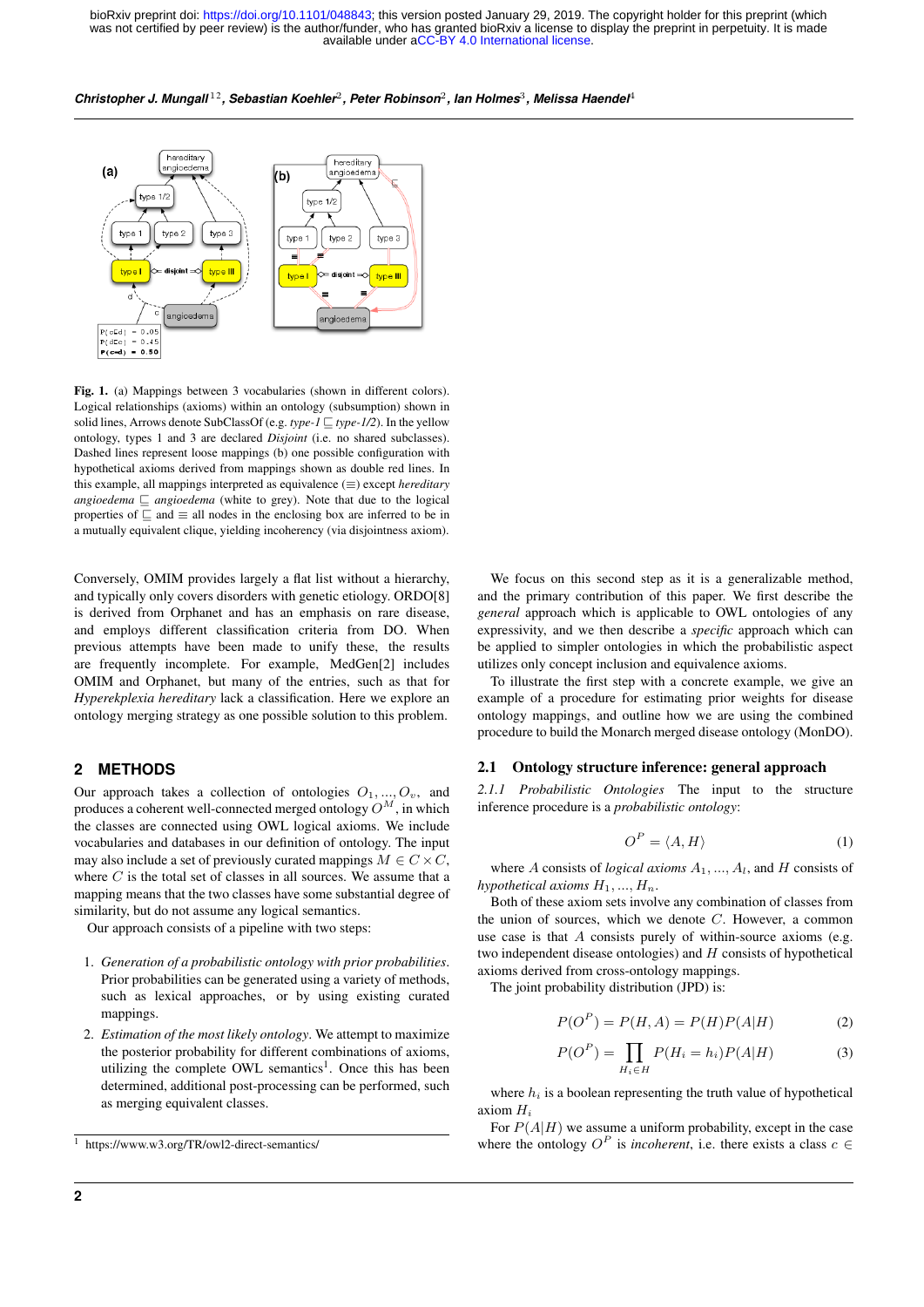Fig. 1. (a) Mappings between 3 vocabularies (shown in different colors). Logical relationships (axioms) within an ontology (subsumption) shown in solid lines, Arrows denote SubClassOf (e.g. *type-1* $\sqsubseteq$ *type-1/2*). In the yellow ontology, types 1 and 3 are declared *Disjoint* (i.e. no shared subclasses). Dashed lines represent loose mappings (b) one possible configuration with hypothetical axioms derived from mappings shown as double red lines. In this example, all mappings interpreted as equivalence ($\equiv$) except *hereditary angioedema* $\sqsubseteq$ *angioedema* (white to grey). Note that due to the logical properties of $\sqsubseteq$ and $\equiv$ all nodes in the enclosing box are inferred to be in a mutually equivalent clique, yielding incoherency (via disjointness axiom).

Conversely, OMIM provides largely a flat list without a hierarchy, and typically only covers disorders with genetic etiology. ORDO[8] is derived from Orphanet and has an emphasis on rare disease, and employs different classification criteria from DO. When previous attempts have been made to unify these, the results are frequently incomplete. For example, MedGen[2] includes OMIM and Orphanet, but many of the entries, such as that for *Hyperekplexia hereditary* lack a classification. Here we explore an ontology merging strategy as one possible solution to this problem.

## 2 METHODS

Our approach takes a collection of ontologies $O_1, ..., O_v$, and produces a coherent well-connected merged ontology $O^M$, in which the classes are connected using OWL logical axioms. We include vocabularies and databases in our definition of ontology. The input may also include a set of previously curated mappings $M \in C \times C$, where $C$ is the total set of classes in all sources. We assume that a mapping means that the two classes have some substantial degree of similarity, but do not assume any logical semantics.

Our approach consists of a pipeline with two steps:

1. *Generation of a probabilistic ontology with prior probabilities*. Prior probabilities can be generated using a variety of methods, such as lexical approaches, or by using existing curated mappings.
2. *Estimation of the most likely ontology*. We attempt to maximize the posterior probability for different combinations of axioms, utilizing the complete OWL semantics[1]. Once this has been determined, additional post-processing can be performed, such as merging equivalent classes.

[1] https://www.w3.org/TR/owl2-direct-semantics/

We focus on this second step as it is a generalizable method, and the primary contribution of this paper. We first describe the *general* approach which is applicable to OWL ontologies of any expressivity, and we then describe a *specific* approach which can be applied to simpler ontologies in which the probabilistic aspect utilizes only concept inclusion and equivalence axioms.

To illustrate the first step with a concrete example, we give an example of a procedure for estimating prior weights for disease ontology mappings, and outline how we are using the combined procedure to build the Monarch merged disease ontology (MonDO).

### 2.1 Ontology structure inference: general approach

*2.1.1 Probabilistic Ontologies* The input to the structure inference procedure is a *probabilistic ontology*:

$$O^P = \langle A, H \rangle \tag{1}$$

where $A$ consists of *logical axioms* $A_1, ..., A_l$, and $H$ consists of *hypothetical axioms* $H_1, ..., H_n$.

Both of these axiom sets involve any combination of classes from the union of sources, which we denote $C$. However, a common use case is that $A$ consists purely of within-source axioms (e.g. two independent disease ontologies) and $H$ consists of hypothetical axioms derived from cross-ontology mappings.

The joint probability distribution (JPD) is:

$$P(O^P) = P(H, A) = P(H)P(A|H) \tag{2}$$

$$P(O^P) = \prod_{H_i \in H} P(H_i = h_i)P(A|H) \tag{3}$$

where $h_i$ is a boolean representing the truth value of hypothetical axiom $H_i$

For $P(A|H)$ we assume a uniform probability, except in the case where the ontology $O^P$ is *incoherent*, i.e. there exists a class $c \in$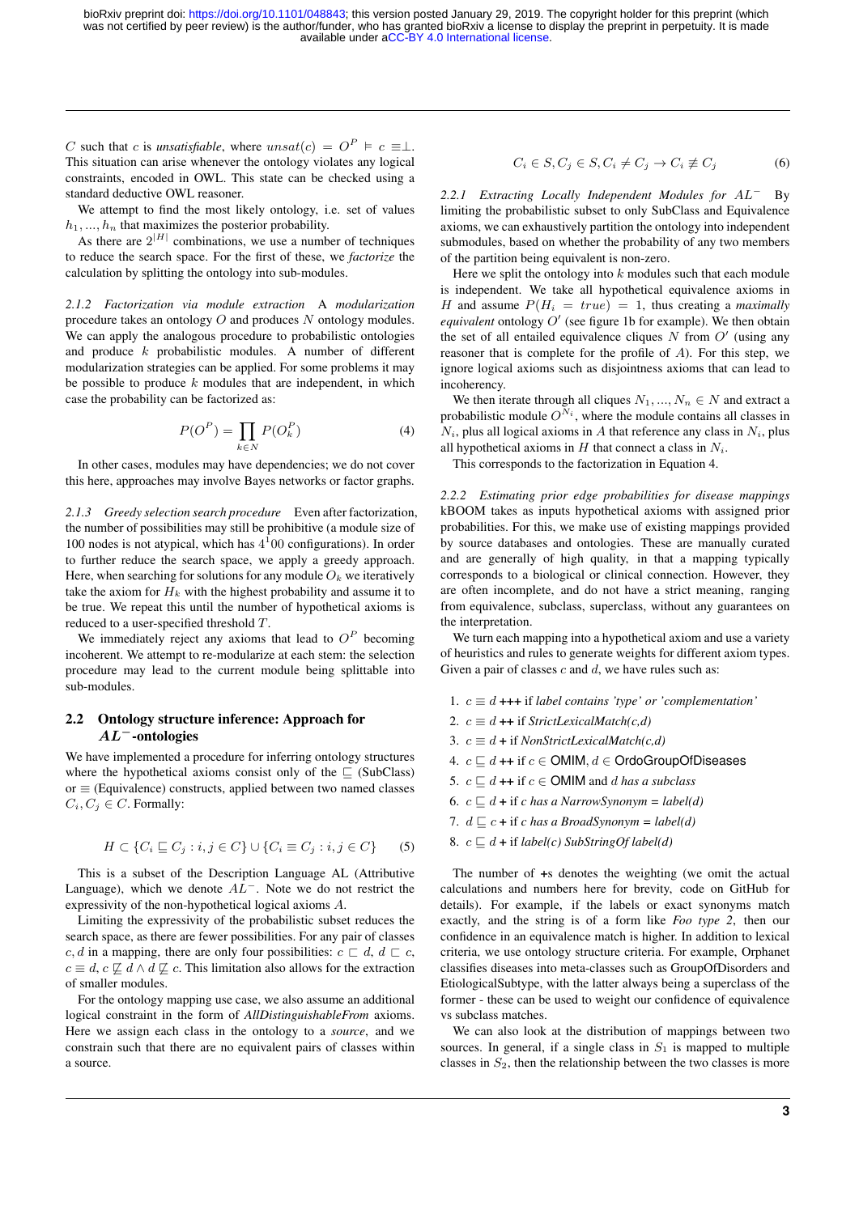$C$ such that $c$ is *unsatisfiable*, where $unsat(c) = O^P \models c \equiv \bot$. This situation can arise whenever the ontology violates any logical constraints, encoded in OWL. This state can be checked using a standard deductive OWL reasoner.

We attempt to find the most likely ontology, i.e. set of values $h_1, ..., h_n$ that maximizes the posterior probability.

As there are $2^{|H|}$ combinations, we use a number of techniques to reduce the search space. For the first of these, we *factorize* the calculation by splitting the ontology into sub-modules.

*2.1.2 Factorization via module extraction* A *modularization* procedure takes an ontology $O$ and produces $N$ ontology modules. We can apply the analogous procedure to probabilistic ontologies and produce $k$ probabilistic modules. A number of different modularization strategies can be applied. For some problems it may be possible to produce $k$ modules that are independent, in which case the probability can be factorized as:

$$P(O^P) = \prod_{k \in N} P(O_k^P) \tag{4}$$

In other cases, modules may have dependencies; we do not cover this here, approaches may involve Bayes networks or factor graphs.

*2.1.3 Greedy selection search procedure* Even after factorization, the number of possibilities may still be prohibitive (a module size of 100 nodes is not atypical, which has $4^100$ configurations). In order to further reduce the search space, we apply a greedy approach. Here, when searching for solutions for any module $O_k$ we iteratively take the axiom for $H_k$ with the highest probability and assume it to be true. We repeat this until the number of hypothetical axioms is reduced to a user-specified threshold $T$.

We immediately reject any axioms that lead to $O^P$ becoming incoherent. We attempt to re-modularize at each stem: the selection procedure may lead to the current module being splittable into sub-modules.

## 2.2 Ontology structure inference: Approach for $AL^-$-ontologies

We have implemented a procedure for inferring ontology structures where the hypothetical axioms consist only of the $\sqsubseteq$ (SubClass) or $\equiv$ (Equivalence) constructs, applied between two named classes $C_i, C_j \in C$. Formally:

$$H \subset \{C_i \sqsubseteq C_j : i, j \in C\} \cup \{C_i \equiv C_j : i, j \in C\} \tag{5}$$

This is a subset of the Description Language AL (Attributive Language), which we denote $AL^-$. Note we do not restrict the expressivity of the non-hypothetical logical axioms $A$.

Limiting the expressivity of the probabilistic subset reduces the search space, as there are fewer possibilities. For any pair of classes $c, d$ in a mapping, there are only four possibilities: $c \sqsubset d$, $d \sqsubset c$, $c \equiv d$, $c \not\sqsubseteq d \wedge d \not\sqsubseteq c$. This limitation also allows for the extraction of smaller modules.

For the ontology mapping use case, we also assume an additional logical constraint in the form of *AllDistinguishableFrom* axioms. Here we assign each class in the ontology to a *source*, and we constrain such that there are no equivalent pairs of classes within a source.

$$C_i \in S, C_j \in S, C_i \neq C_j \rightarrow C_i \not\equiv C_j \tag{6}$$

*2.2.1 Extracting Locally Independent Modules for $AL^-$* By limiting the probabilistic subset to only SubClass and Equivalence axioms, we can exhaustively partition the ontology into independent submodules, based on whether the probability of any two members of the partition being equivalent is non-zero.

Here we split the ontology into $k$ modules such that each module is independent. We take all hypothetical equivalence axioms in $H$ and assume $P(H_i = true) = 1$, thus creating a *maximally equivalent* ontology $O'$ (see figure 1b for example). We then obtain the set of all entailed equivalence cliques $N$ from $O'$ (using any reasoner that is complete for the profile of $A$). For this step, we ignore logical axioms such as disjointness axioms that can lead to incoherency.

We then iterate through all cliques $N_1, ..., N_n \in N$ and extract a probabilistic module $O^{N_i}$, where the module contains all classes in $N_i$, plus all logical axioms in $A$ that reference any class in $N_i$, plus all hypothetical axioms in $H$ that connect a class in $N_i$.

This corresponds to the factorization in Equation 4.

*2.2.2 Estimating prior edge probabilities for disease mappings* kBOOM takes as inputs hypothetical axioms with assigned prior probabilities. For this, we make use of existing mappings provided by source databases and ontologies. These are manually curated and are generally of high quality, in that a mapping typically corresponds to a biological or clinical connection. However, they are often incomplete, and do not have a strict meaning, ranging from equivalence, subclass, superclass, without any guarantees on the interpretation.

We turn each mapping into a hypothetical axiom and use a variety of heuristics and rules to generate weights for different axiom types. Given a pair of classes $c$ and $d$, we have rules such as:

1. $c \equiv d$ +++ if *label contains 'type' or 'complementation'*
2. $c \equiv d$ ++ if *StrictLexicalMatch(c,d)*
3. $c \equiv d$ + if *NonStrictLexicalMatch(c,d)*
4. $c \sqsubseteq d$ ++ if $c \in$ OMIM, $d \in$ OrdoGroupOfDiseases
5. $c \sqsubseteq d$ ++ if $c \in$ OMIM and $d$ *has a subclass*
6. $c \sqsubseteq d$ + if $c$ *has a NarrowSynonym = label(d)*
7. $d \sqsubseteq c$ + if $c$ *has a BroadSynonym = label(d)*
8. $c \sqsubseteq d$ + if *label(c) SubStringOf label(d)*

The number of +s denotes the weighting (we omit the actual calculations and numbers here for brevity, code on GitHub for details). For example, if the labels or exact synonyms match exactly, and the string is of a form like *Foo type 2*, then our confidence in an equivalence match is higher. In addition to lexical criteria, we use ontology structure criteria. For example, Orphanet classifies diseases into meta-classes such as GroupOfDisorders and EtiologicalSubtype, with the latter always being a superclass of the former - these can be used to weight our confidence of equivalence vs subclass matches.

We can also look at the distribution of mappings between two sources. In general, if a single class in $S_1$ is mapped to multiple classes in $S_2$, then the relationship between the two classes is more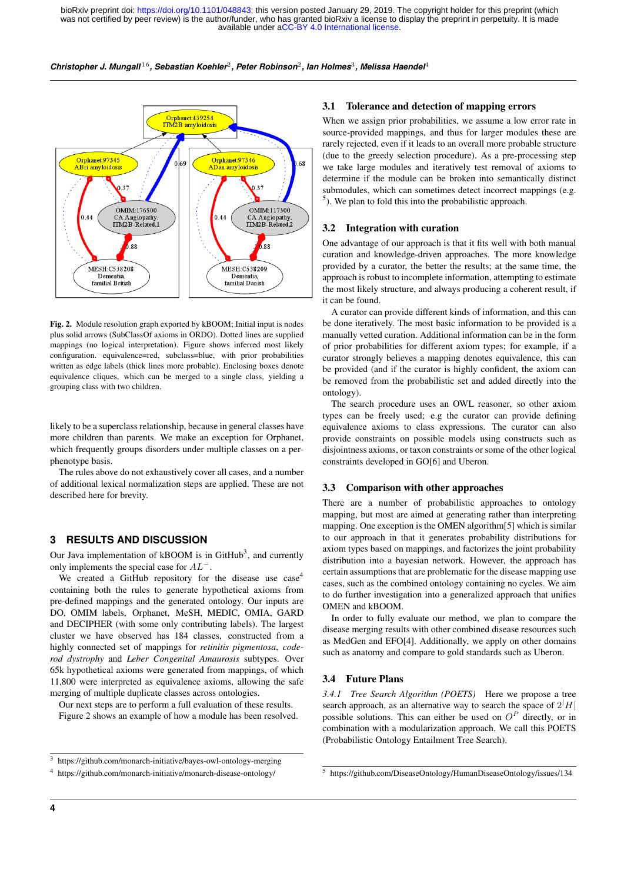Fig. 2. Module resolution graph exported by kBOOM; Initial input is nodes plus solid arrows (SubClassOf axioms in ORDO). Dotted lines are supplied mappings (no logical interpretation). Figure shows inferred most likely configuration. equivalence=red, subclass=blue, with prior probabilities written as edge labels (thick lines more probable). Enclosing boxes denote equivalence cliques, which can be merged to a single class, yielding a grouping class with two children.

likely to be a superclass relationship, because in general classes have more children than parents. We make an exception for Orphanet, which frequently groups disorders under multiple classes on a per-phenotype basis.

The rules above do not exhaustively cover all cases, and a number of additional lexical normalization steps are applied. These are not described here for brevity.

## 3 RESULTS AND DISCUSSION

Our Java implementation of kBOOM is in GitHub[3], and currently only implements the special case for $AL^{-}$.

We created a GitHub repository for the disease use case[4] containing both the rules to generate hypothetical axioms from pre-defined mappings and the generated ontology. Our inputs are DO, OMIM labels, Orphanet, MeSH, MEDIC, OMIA, GARD and DECIPHER (with some only contributing labels). The largest cluster we have observed has 184 classes, constructed from a highly connected set of mappings for *retinitis pigmentosa*, *cone-rod dystrophy* and *Leber Congenital Amaurosis* subtypes. Over 65k hypothetical axioms were generated from mappings, of which 11,800 were interpreted as equivalence axioms, allowing the safe merging of multiple duplicate classes across ontologies.

Our next steps are to perform a full evaluation of these results. Figure 2 shows an example of how a module has been resolved.

### 3.1 Tolerance and detection of mapping errors

When we assign prior probabilities, we assume a low error rate in source-provided mappings, and thus for larger modules these are rarely rejected, even if it leads to an overall more probable structure (due to the greedy selection procedure). As a pre-processing step we take large modules and iteratively test removal of axioms to determine if the module can be broken into semantically distinct submodules, which can sometimes detect incorrect mappings (e.g. [5]). We plan to fold this into the probabilistic approach.

### 3.2 Integration with curation

One advantage of our approach is that it fits well with both manual curation and knowledge-driven approaches. The more knowledge provided by a curator, the better the results; at the same time, the approach is robust to incomplete information, attempting to estimate the most likely structure, and always producing a coherent result, if it can be found.

A curator can provide different kinds of information, and this can be done iteratively. The most basic information to be provided is a manually vetted curation. Additional information can be in the form of prior probabilities for different axiom types; for example, if a curator strongly believes a mapping denotes equivalence, this can be provided (and if the curator is highly confident, the axiom can be removed from the probabilistic set and added directly into the ontology).

The search procedure uses an OWL reasoner, so other axiom types can be freely used; e.g the curator can provide defining equivalence axioms to class expressions. The curator can also provide constraints on possible models using constructs such as disjointness axioms, or taxon constraints or some of the other logical constraints developed in GO[6] and Uberon.

### 3.3 Comparison with other approaches

There are a number of probabilistic approaches to ontology mapping, but most are aimed at generating rather than interpreting mapping. One exception is the OMEN algorithm[5] which is similar to our approach in that it generates probability distributions for axiom types based on mappings, and factorizes the joint probability distribution into a bayesian network. However, the approach has certain assumptions that are problematic for the disease mapping use cases, such as the combined ontology containing no cycles. We aim to do further investigation into a generalized approach that unifies OMEN and kBOOM.

In order to fully evaluate our method, we plan to compare the disease merging results with other combined disease resources such as MedGen and EFO[4]. Additionally, we apply on other domains such as anatomy and compare to gold standards such as Uberon.

### 3.4 Future Plans

*3.4.1 Tree Search Algorithm (POETS)* Here we propose a tree search approach, as an alternative way to search the space of $2^{|H|}$ possible solutions. This can either be used on $O^P$ directly, or in combination with a modularization approach. We call this POETS (Probabilistic Ontology Entailment Tree Search).

---

[3] https://github.com/monarch-initiative/bayes-owl-ontology-merging

[4] https://github.com/monarch-initiative/monarch-disease-ontology/

[5] https://github.com/DiseaseOntology/HumanDiseaseOntology/issues/134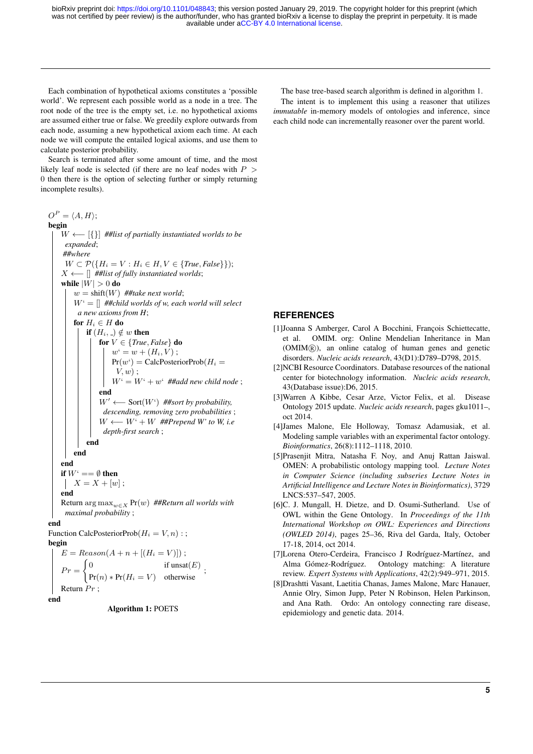Each combination of hypothetical axioms constitutes a 'possible world'. We represent each possible world as a node in a tree. The root node of the tree is the empty set, i.e. no hypothetical axioms are assumed either true or false. We greedily explore outwards from each node, assuming a new hypothetical axiom each time. At each node we will compute the entailed logical axioms, and use them to calculate posterior probability.

Search is terminated after some amount of time, and the most likely leaf node is selected (if there are no leaf nodes with $P > 0$ then there is the option of selecting further or simply returning incomplete results).

```
O^P = ⟨A, H⟩;
begin
    W ⟵ [{}] ##list of partially instantiated worlds to be expanded;
    ##where
    W ⊂ P({H_i = V : H_i ∈ H, V ∈ {True, False}});
    X ⟵ [] ##list of fully instantiated worlds;
    while |W| > 0 do
        w = shift(W) ##take next world;
        W' = [] ##child worlds of w, each world will select a new axioms from H;
        for H_i ∈ H do
            if (H_i, _) ∉ w then
                for V ∈ {True, False} do
                    w' = w + (H_i, V) ;
                    Pr(w') = CalcPosteriorProb(H_i = V, w) ;
                    W' = W' + w' ##add new child node ;
                end
                W' ⟵ Sort(W') ##sort by probability, descending, removing zero probabilities ;
                W ⟵ W' + W ##Prepend W' to W, i.e depth-first search ;
            end
        end
    end
    if W' == ∅ then
        X = X + [w] ;
    end
    Return argmax_{w∈X} Pr(w) ##Return all worlds with maximal probability ;
end
Function CalcPosteriorProb(H_i = V, n) : ;
begin
    E = Reason(A + n + [(H_i = V)]) ;
    Pr = { 0                      if unsat(E)
         { Pr(n) * Pr(H_i = V)    otherwise   ;
    Return Pr ;
end
```

**Algorithm 1:** POETS

The base tree-based search algorithm is defined in algorithm 1.

The intent is to implement this using a reasoner that utilizes *immutable* in-memory models of ontologies and inference, since each child node can incrementally reasoner over the parent world.

## REFERENCES

[1] Joanna S Amberger, Carol A Bocchini, François Schiettecatte, et al. OMIM. org: Online Mendelian Inheritance in Man (OMIM®), an online catalog of human genes and genetic disorders. *Nucleic acids research*, 43(D1):D789–D798, 2015.

[2] NCBI Resource Coordinators. Database resources of the national center for biotechnology information. *Nucleic acids research*, 43(Database issue):D6, 2015.

[3] Warren A Kibbe, Cesar Arze, Victor Felix, et al. Disease Ontology 2015 update. *Nucleic acids research*, pages gku1011–, oct 2014.

[4] James Malone, Ele Holloway, Tomasz Adamusiak, et al. Modeling sample variables with an experimental factor ontology. *Bioinformatics*, 26(8):1112–1118, 2010.

[5] Prasenjit Mitra, Natasha F. Noy, and Anuj Rattan Jaiswal. OMEN: A probabilistic ontology mapping tool. *Lecture Notes in Computer Science (including subseries Lecture Notes in Artificial Intelligence and Lecture Notes in Bioinformatics)*, 3729 LNCS:537–547, 2005.

[6] C. J. Mungall, H. Dietze, and D. Osumi-Sutherland. Use of OWL within the Gene Ontology. In *Proceedings of the 11th International Workshop on OWL: Experiences and Directions (OWLED 2014)*, pages 25–36, Riva del Garda, Italy, October 17-18, 2014, oct 2014.

[7] Lorena Otero-Cerdeira, Francisco J Rodríguez-Martínez, and Alma Gómez-Rodríguez. Ontology matching: A literature review. *Expert Systems with Applications*, 42(2):949–971, 2015.

[8] Drashtti Vasant, Laetitia Chanas, James Malone, Marc Hanauer, Annie Olry, Simon Jupp, Peter N Robinson, Helen Parkinson, and Ana Rath. Ordo: An ontology connecting rare disease, epidemiology and genetic data. 2014.